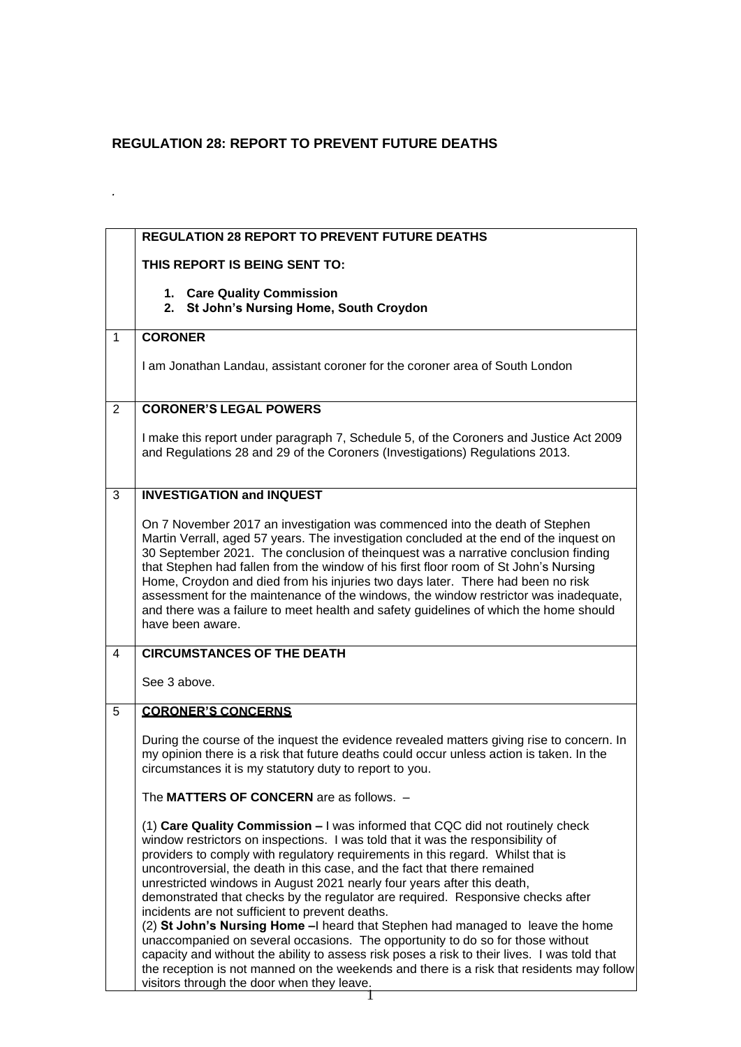# REGULATION 28: REPORT TO PREVENT FUTURE DEATHS

.

| | **REGULATION 28 REPORT TO PREVENT FUTURE DEATHS**<br><br>**THIS REPORT IS BEING SENT TO:**<br><br>1. **Care Quality Commission**<br>2. **St John's Nursing Home, South Croydon** |
|---|---|
| 1 | **CORONER**<br><br>I am Jonathan Landau, assistant coroner for the coroner area of South London |
| 2 | **CORONER'S LEGAL POWERS**<br><br>I make this report under paragraph 7, Schedule 5, of the Coroners and Justice Act 2009 and Regulations 28 and 29 of the Coroners (Investigations) Regulations 2013. |
| 3 | **INVESTIGATION and INQUEST**<br><br>On 7 November 2017 an investigation was commenced into the death of Stephen Martin Verrall, aged 57 years. The investigation concluded at the end of the inquest on 30 September 2021. The conclusion of theinquest was a narrative conclusion finding that Stephen had fallen from the window of his first floor room of St John's Nursing Home, Croydon and died from his injuries two days later. There had been no risk assessment for the maintenance of the windows, the window restrictor was inadequate, and there was a failure to meet health and safety guidelines of which the home should have been aware. |
| 4 | **CIRCUMSTANCES OF THE DEATH**<br><br>See 3 above. |
| 5 | **CORONER'S CONCERNS**<br><br>During the course of the inquest the evidence revealed matters giving rise to concern. In my opinion there is a risk that future deaths could occur unless action is taken. In the circumstances it is my statutory duty to report to you.<br><br>The **MATTERS OF CONCERN** are as follows. –<br><br>(1) **Care Quality Commission –** I was informed that CQC did not routinely check window restrictors on inspections. I was told that it was the responsibility of providers to comply with regulatory requirements in this regard. Whilst that is uncontroversial, the death in this case, and the fact that there remained unrestricted windows in August 2021 nearly four years after this death, demonstrated that checks by the regulator are required. Responsive checks after incidents are not sufficient to prevent deaths.<br>(2) **St John's Nursing Home –**I heard that Stephen had managed to leave the home unaccompanied on several occasions. The opportunity to do so for those without capacity and without the ability to assess risk poses a risk to their lives. I was told that the reception is not manned on the weekends and there is a risk that residents may follow visitors through the door when they leave. |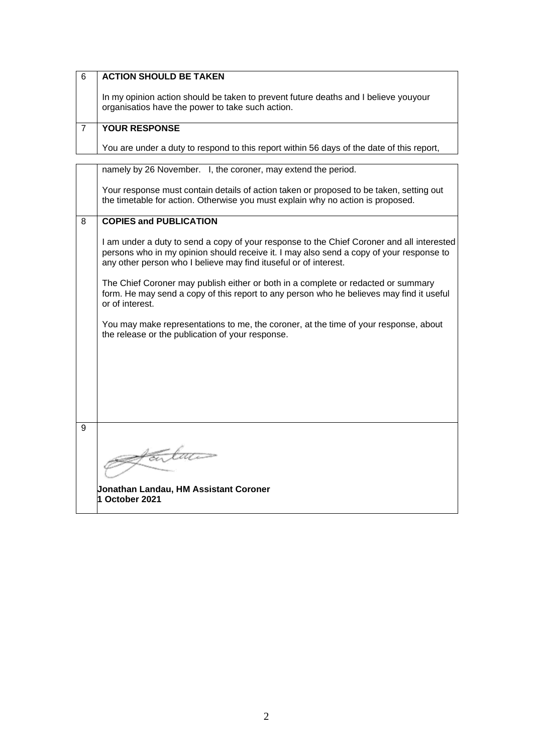| | |
|---|---|
| 6 | **ACTION SHOULD BE TAKEN**<br><br>In my opinion action should be taken to prevent future deaths and I believe youyour organisatios have the power to take such action. |
| 7 | **YOUR RESPONSE**<br><br>You are under a duty to respond to this report within 56 days of the date of this report, namely by 26 November. I, the coroner, may extend the period.<br><br>Your response must contain details of action taken or proposed to be taken, setting out the timetable for action. Otherwise you must explain why no action is proposed. |
| 8 | **COPIES and PUBLICATION**<br><br>I am under a duty to send a copy of your response to the Chief Coroner and all interested persons who in my opinion should receive it. I may also send a copy of your response to any other person who I believe may find ituseful or of interest.<br><br>The Chief Coroner may publish either or both in a complete or redacted or summary form. He may send a copy of this report to any person who he believes may find it useful or of interest.<br><br>You may make representations to me, the coroner, at the time of your response, about the release or the publication of your response. |
| 9 | **Jonathan Landau, HM Assistant Coroner**<br>**1 October 2021** |